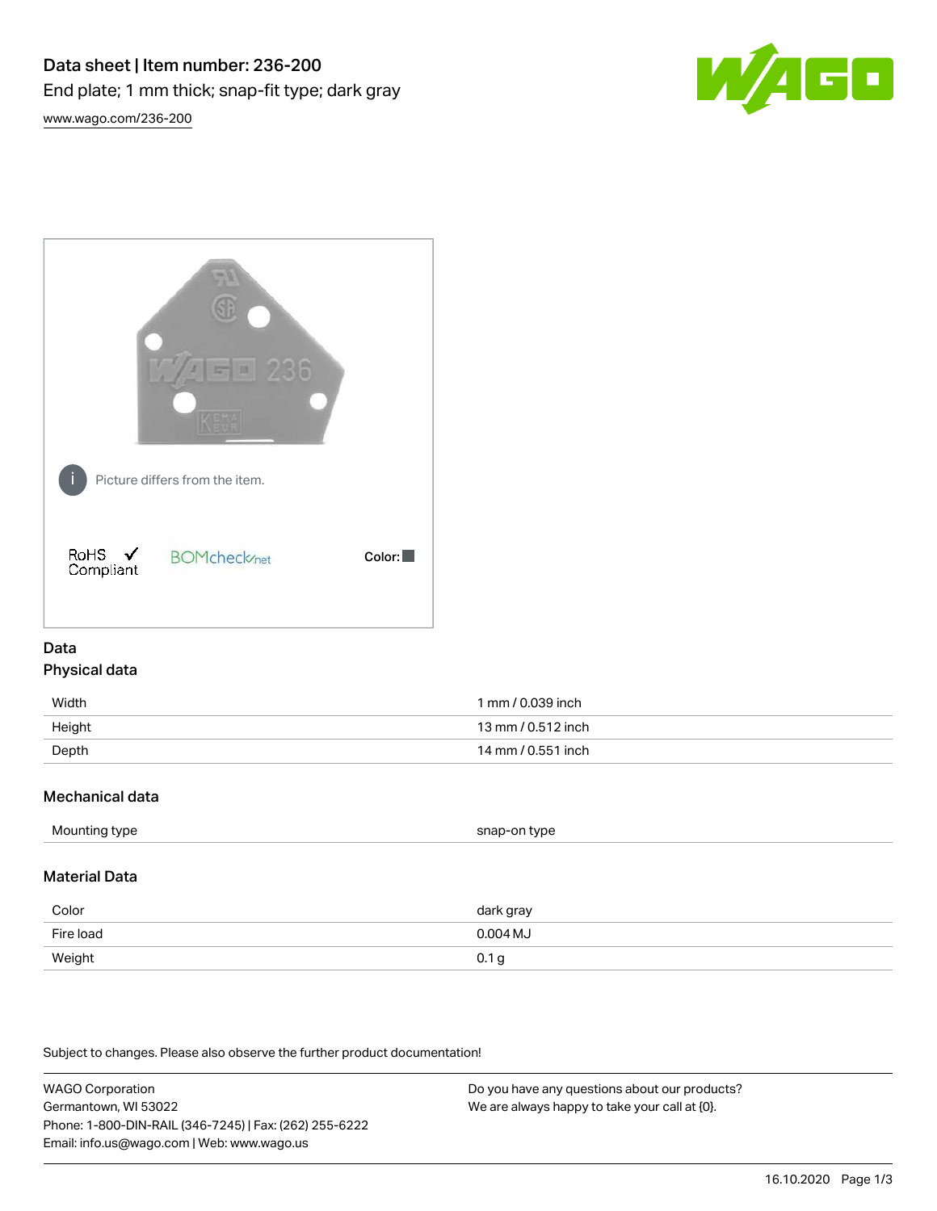# Data sheet | Item number: 236-200

End plate; 1 mm thick; snap-fit type; dark gray

www.wago.com/236-200

Picture differs from the item.

RoHS ✓ Compliant

BOMcheck.net

Color:

## Data

### Physical data

| | |
|---|---|
| Width | 1 mm / 0.039 inch |
| Height | 13 mm / 0.512 inch |
| Depth | 14 mm / 0.551 inch |

### Mechanical data

| | |
|---|---|
| Mounting type | snap-on type |

### Material Data

| | |
|---|---|
| Color | dark gray |
| Fire load | 0.004 MJ |
| Weight | 0.1 g |

Subject to changes. Please also observe the further product documentation!

WAGO Corporation
Germantown, WI 53022
Phone: 1-800-DIN-RAIL (346-7245) | Fax: (262) 255-6222
Email: info.us@wago.com | Web: www.wago.us

Do you have any questions about our products?
We are always happy to take your call at {0}.

16.10.2020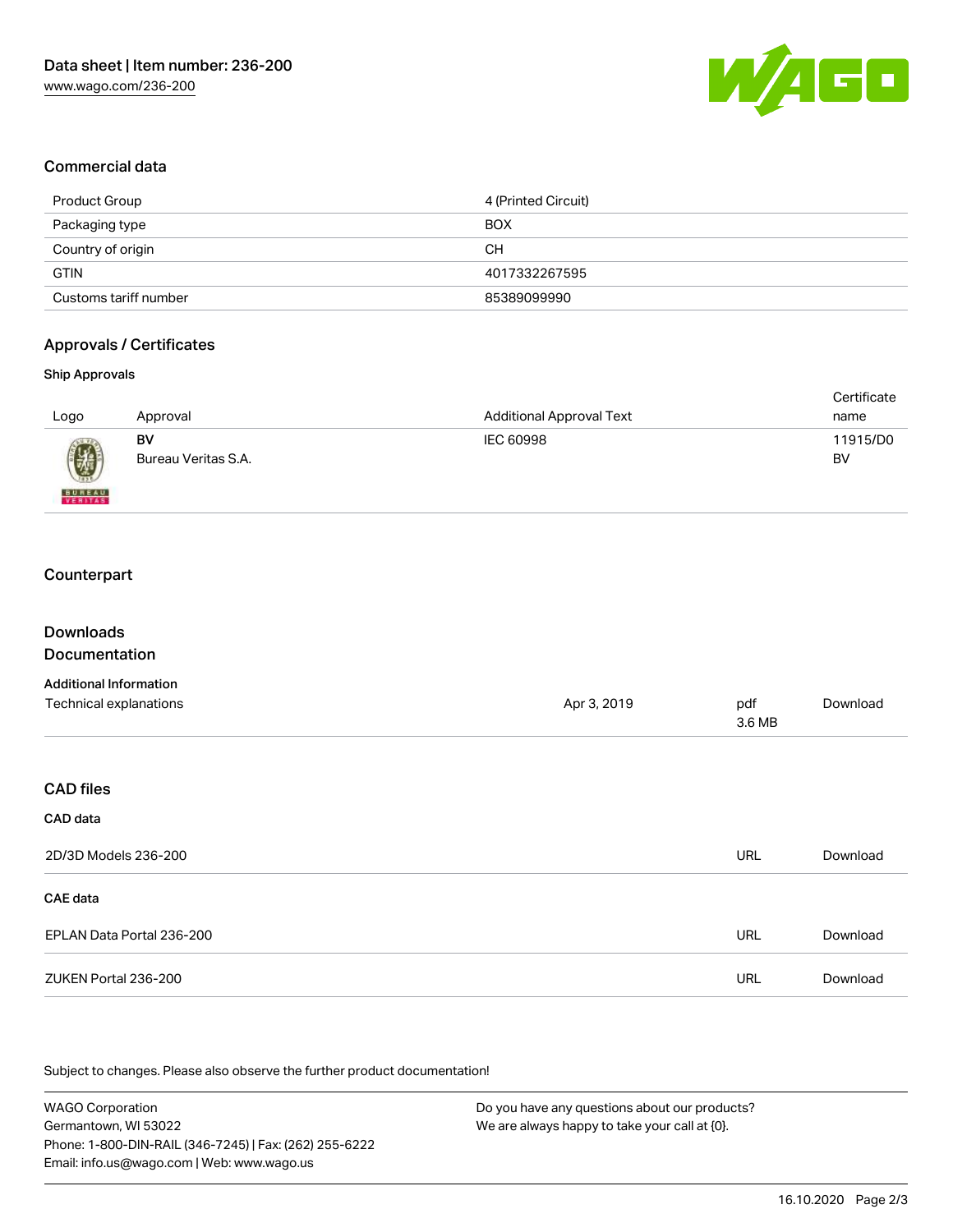## Commercial data

| Product Group | 4 (Printed Circuit) |
| --- | --- |
| Packaging type | BOX |
| Country of origin | CH |
| GTIN | 4017332267595 |
| Customs tariff number | 85389099990 |

## Approvals / Certificates

### Ship Approvals

| Logo | Approval | Additional Approval Text | Certificate name |
| --- | --- | --- | --- |
| | **BV** Bureau Veritas S.A. | IEC 60998 | 11915/D0 BV |

## Counterpart

## Downloads

## Documentation

### Additional Information

| | | | |
| --- | --- | --- | --- |
| Technical explanations | Apr 3, 2019 | pdf 3.6 MB | Download |

## CAD files

### CAD data

| | | |
| --- | --- | --- |
| 2D/3D Models 236-200 | URL | Download |

### CAE data

| | | |
| --- | --- | --- |
| EPLAN Data Portal 236-200 | URL | Download |
| ZUKEN Portal 236-200 | URL | Download |

Subject to changes. Please also observe the further product documentation!

WAGO Corporation
Germantown, WI 53022
Phone: 1-800-DIN-RAIL (346-7245) | Fax: (262) 255-6222
Email: info.us@wago.com | Web: www.wago.us

Do you have any questions about our products?
We are always happy to take your call at {0}.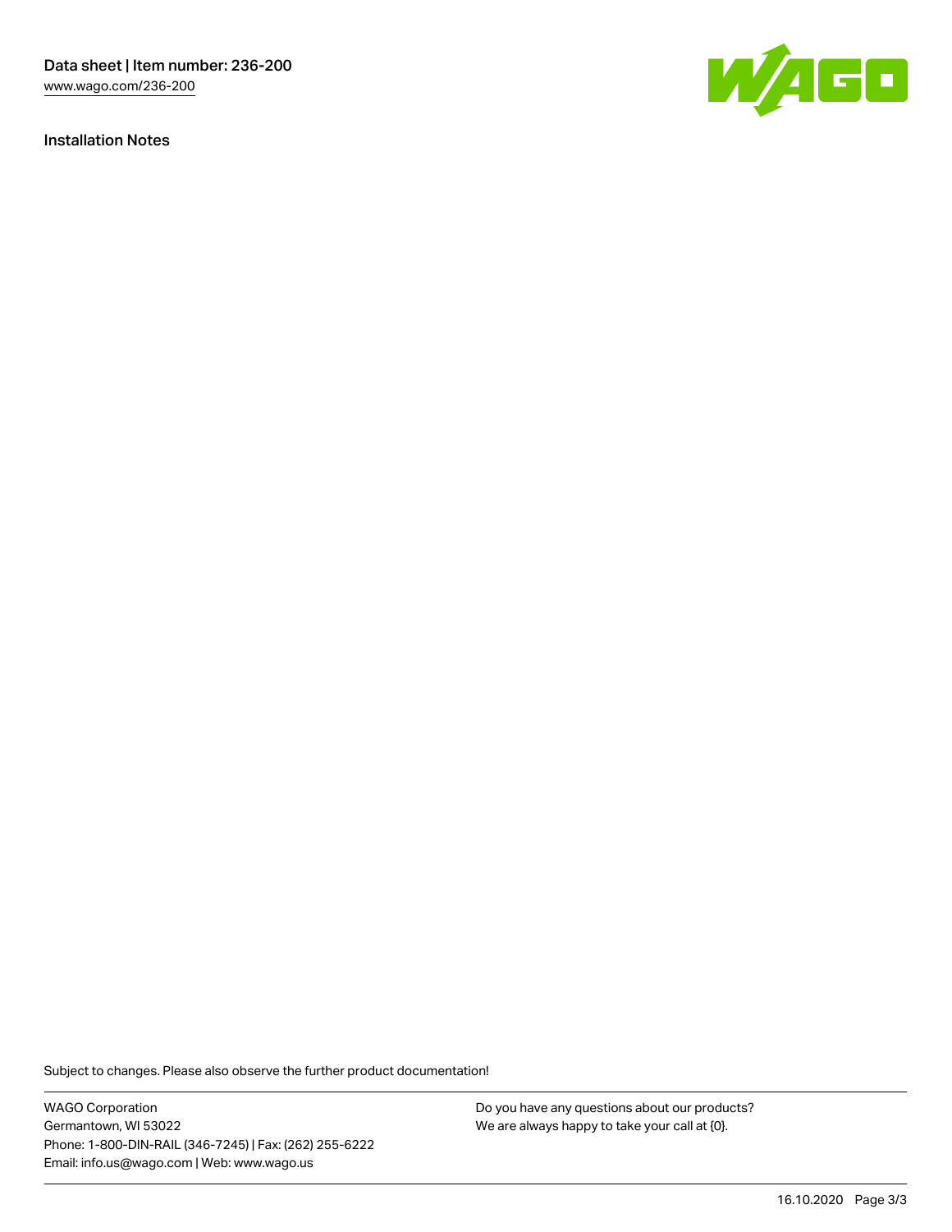Data sheet | Item number: 236-200
www.wago.com/236-200

## Installation Notes

Subject to changes. Please also observe the further product documentation!

WAGO Corporation
Germantown, WI 53022
Phone: 1-800-DIN-RAIL (346-7245) | Fax: (262) 255-6222
Email: info.us@wago.com | Web: www.wago.us

Do you have any questions about our products?
We are always happy to take your call at {0}.